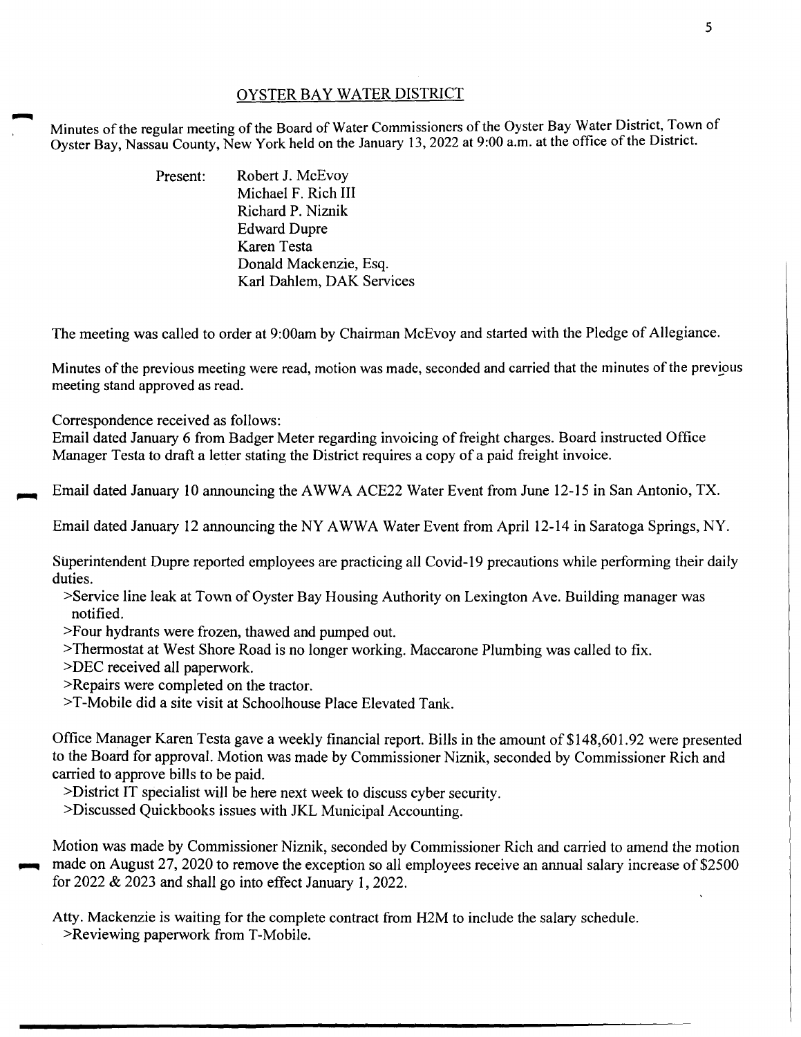# OYSTER BAY WATER DISTRICT

Minutes of the regular meeting of the Board of Water Commissioners of the Oyster Bay Water District, Town of Oyster Bay, Nassau County, New York held on the January 13, 2022 at 9:00 a.m. at the office of the District.

Present:
- Robert J. McEvoy
- Michael F. Rich III
- Richard P. Niznik
- Edward Dupre
- Karen Testa
- Donald Mackenzie, Esq.
- Karl Dahlem, DAK Services

The meeting was called to order at 9:00am by Chairman McEvoy and started with the Pledge of Allegiance.

Minutes of the previous meeting were read, motion was made, seconded and carried that the minutes of the previous meeting stand approved as read.

Correspondence received as follows:
Email dated January 6 from Badger Meter regarding invoicing of freight charges. Board instructed Office Manager Testa to draft a letter stating the District requires a copy of a paid freight invoice.

Email dated January 10 announcing the AWWA ACE22 Water Event from June 12-15 in San Antonio, TX.

Email dated January 12 announcing the NY AWWA Water Event from April 12-14 in Saratoga Springs, NY.

Superintendent Dupre reported employees are practicing all Covid-19 precautions while performing their daily duties.

>Service line leak at Town of Oyster Bay Housing Authority on Lexington Ave. Building manager was notified.

>Four hydrants were frozen, thawed and pumped out.

>Thermostat at West Shore Road is no longer working. Maccarone Plumbing was called to fix.

>DEC received all paperwork.

>Repairs were completed on the tractor.

>T-Mobile did a site visit at Schoolhouse Place Elevated Tank.

Office Manager Karen Testa gave a weekly financial report. Bills in the amount of $148,601.92 were presented to the Board for approval. Motion was made by Commissioner Niznik, seconded by Commissioner Rich and carried to approve bills to be paid.

>District IT specialist will be here next week to discuss cyber security.

>Discussed Quickbooks issues with JKL Municipal Accounting.

Motion was made by Commissioner Niznik, seconded by Commissioner Rich and carried to amend the motion made on August 27, 2020 to remove the exception so all employees receive an annual salary increase of $2500 for 2022 & 2023 and shall go into effect January 1, 2022.

Atty. Mackenzie is waiting for the complete contract from H2M to include the salary schedule.

>Reviewing paperwork from T-Mobile.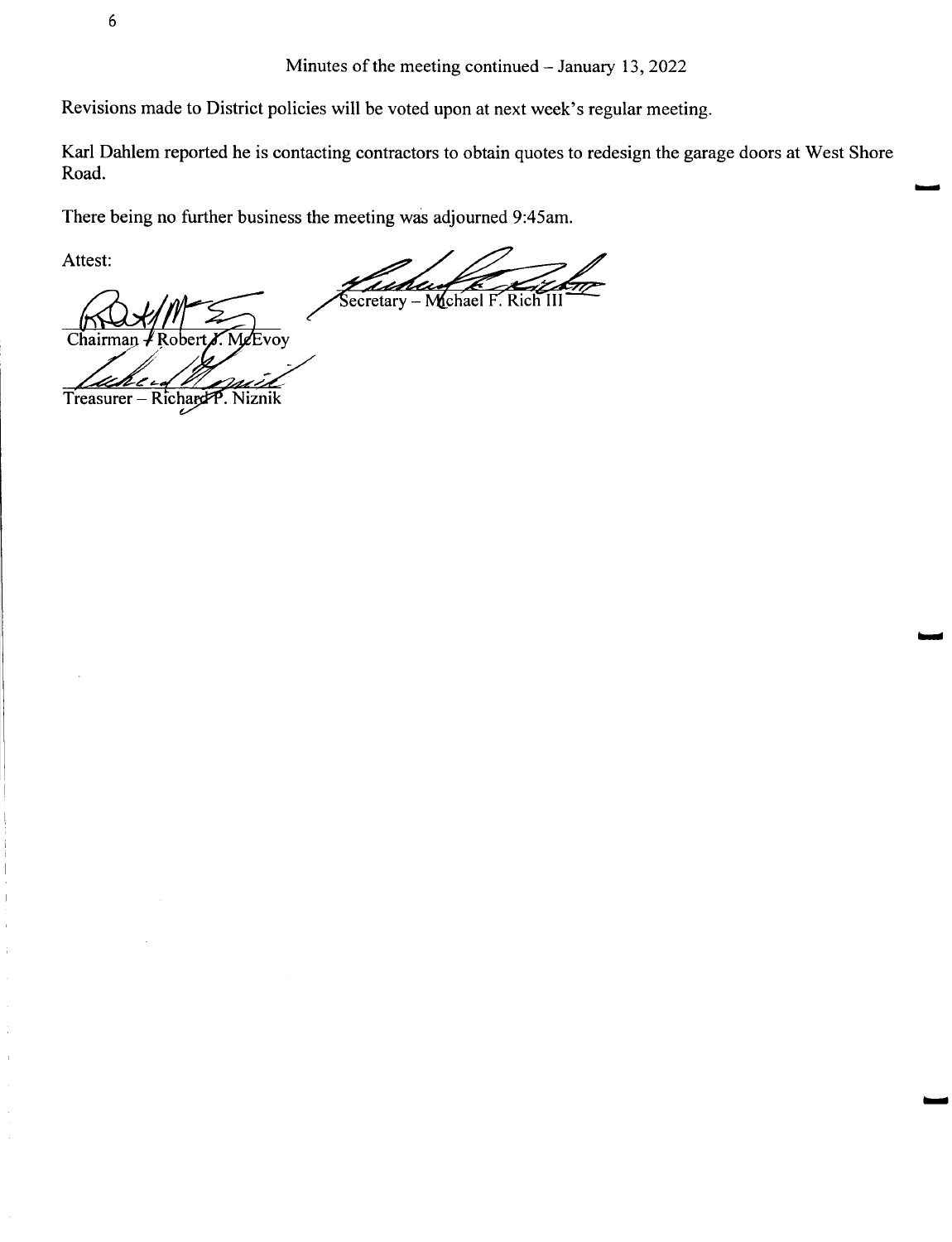Minutes of the meeting continued – January 13, 2022

Revisions made to District policies will be voted upon at next week's regular meeting.

Karl Dahlem reported he is contacting contractors to obtain quotes to redesign the garage doors at West Shore Road.

There being no further business the meeting was adjourned 9:45am.

Attest:

Chairman – Robert J. McEvoy

Secretary – Michael F. Rich III

Treasurer – Richard P. Niznik